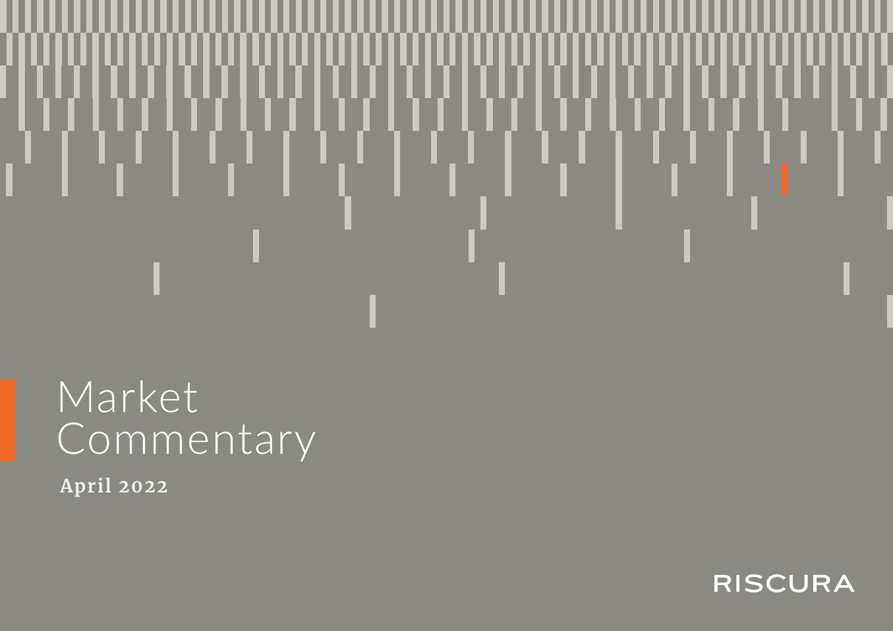# Market Commentary

**April 2022**

RISCURA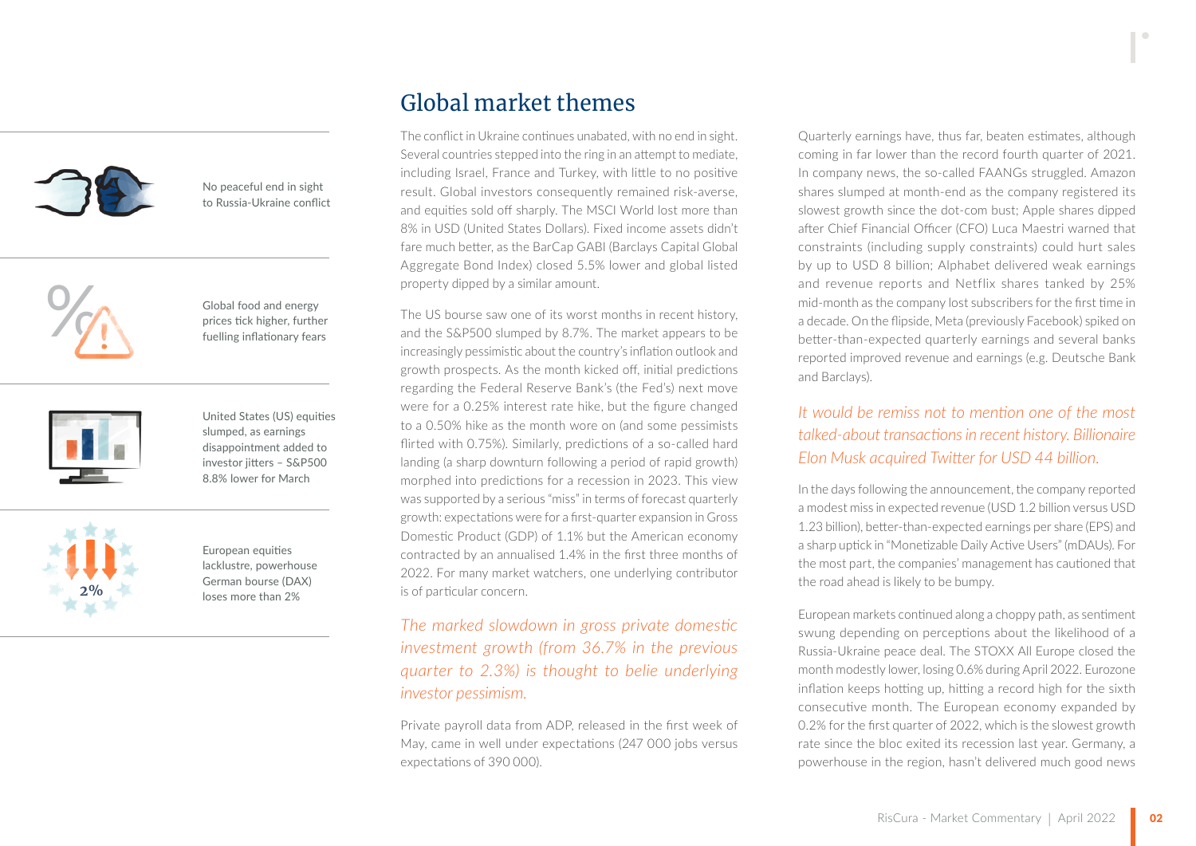No peaceful end in sight to Russia-Ukraine conflict

Global food and energy prices tick higher, further fuelling inflationary fears

United States (US) equities slumped, as earnings disappointment added to investor jitters – S&P500 8.8% lower for March

European equities lacklustre, powerhouse German bourse (DAX) loses more than 2%

## Global market themes

The conflict in Ukraine continues unabated, with no end in sight. Several countries stepped into the ring in an attempt to mediate, including Israel, France and Turkey, with little to no positive result. Global investors consequently remained risk-averse, and equities sold off sharply. The MSCI World lost more than 8% in USD (United States Dollars). Fixed income assets didn't fare much better, as the BarCap GABI (Barclays Capital Global Aggregate Bond Index) closed 5.5% lower and global listed property dipped by a similar amount.

The US bourse saw one of its worst months in recent history, and the S&P500 slumped by 8.7%. The market appears to be increasingly pessimistic about the country's inflation outlook and growth prospects. As the month kicked off, initial predictions regarding the Federal Reserve Bank's (the Fed's) next move were for a 0.25% interest rate hike, but the figure changed to a 0.50% hike as the month wore on (and some pessimists flirted with 0.75%). Similarly, predictions of a so-called hard landing (a sharp downturn following a period of rapid growth) morphed into predictions for a recession in 2023. This view was supported by a serious "miss" in terms of forecast quarterly growth: expectations were for a first-quarter expansion in Gross Domestic Product (GDP) of 1.1% but the American economy contracted by an annualised 1.4% in the first three months of 2022. For many market watchers, one underlying contributor is of particular concern.

*The marked slowdown in gross private domestic investment growth (from 36.7% in the previous quarter to 2.3%) is thought to belie underlying investor pessimism.*

Private payroll data from ADP, released in the first week of May, came in well under expectations (247 000 jobs versus expectations of 390 000).

Quarterly earnings have, thus far, beaten estimates, although coming in far lower than the record fourth quarter of 2021. In company news, the so-called FAANGs struggled. Amazon shares slumped at month-end as the company registered its slowest growth since the dot-com bust; Apple shares dipped after Chief Financial Officer (CFO) Luca Maestri warned that constraints (including supply constraints) could hurt sales by up to USD 8 billion; Alphabet delivered weak earnings and revenue reports and Netflix shares tanked by 25% mid-month as the company lost subscribers for the first time in a decade. On the flipside, Meta (previously Facebook) spiked on better-than-expected quarterly earnings and several banks reported improved revenue and earnings (e.g. Deutsche Bank and Barclays).

*It would be remiss not to mention one of the most talked-about transactions in recent history. Billionaire Elon Musk acquired Twitter for USD 44 billion.*

In the days following the announcement, the company reported a modest miss in expected revenue (USD 1.2 billion versus USD 1.23 billion), better-than-expected earnings per share (EPS) and a sharp uptick in "Monetizable Daily Active Users" (mDAUs). For the most part, the companies' management has cautioned that the road ahead is likely to be bumpy.

European markets continued along a choppy path, as sentiment swung depending on perceptions about the likelihood of a Russia-Ukraine peace deal. The STOXX All Europe closed the month modestly lower, losing 0.6% during April 2022. Eurozone inflation keeps hotting up, hitting a record high for the sixth consecutive month. The European economy expanded by 0.2% for the first quarter of 2022, which is the slowest growth rate since the bloc exited its recession last year. Germany, a powerhouse in the region, hasn't delivered much good news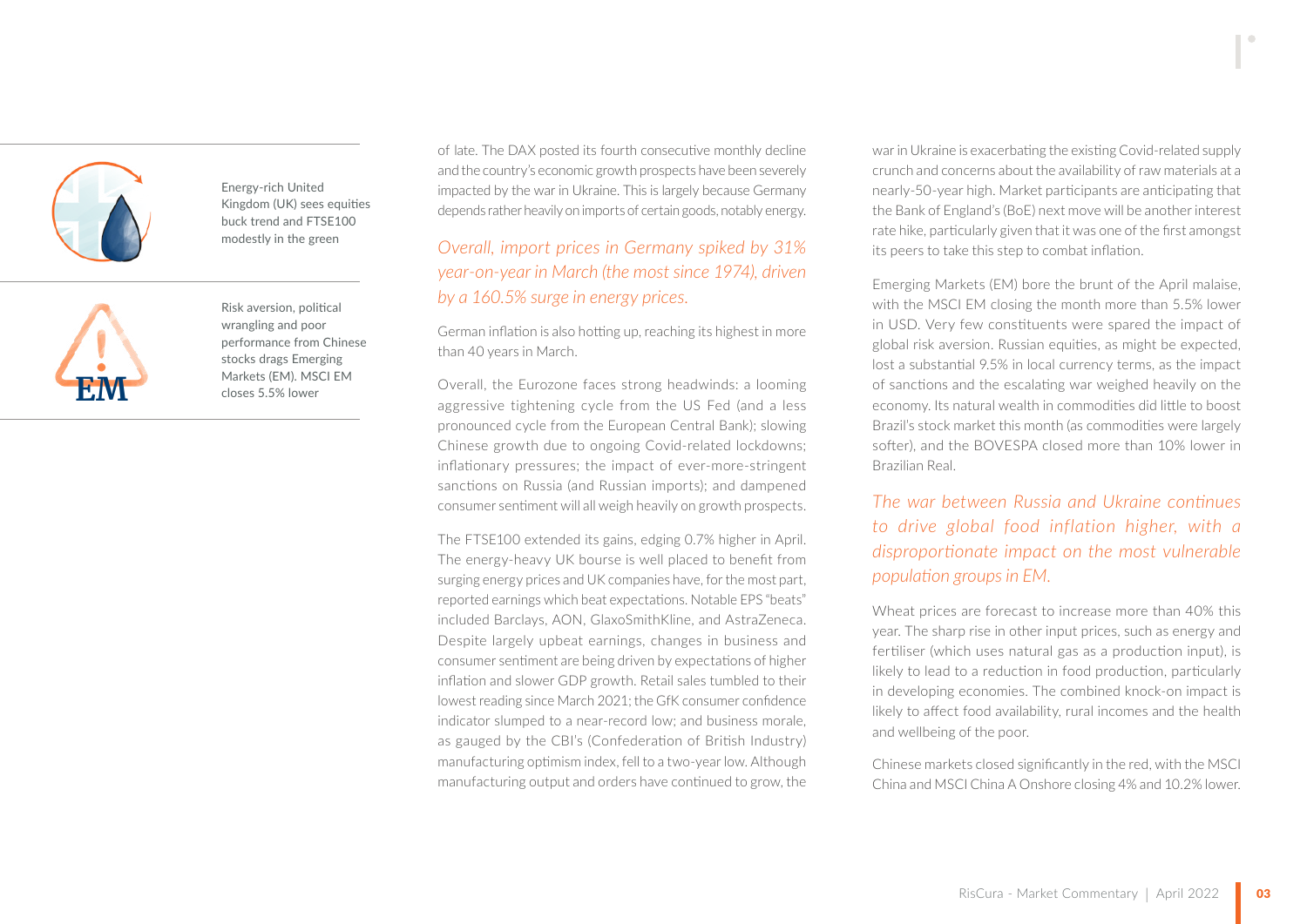Energy-rich United Kingdom (UK) sees equities buck trend and FTSE100 modestly in the green

Risk aversion, political wrangling and poor performance from Chinese stocks drags Emerging Markets (EM). MSCI EM closes 5.5% lower

of late. The DAX posted its fourth consecutive monthly decline and the country's economic growth prospects have been severely impacted by the war in Ukraine. This is largely because Germany depends rather heavily on imports of certain goods, notably energy.

*Overall, import prices in Germany spiked by 31% year-on-year in March (the most since 1974), driven by a 160.5% surge in energy prices.*

German inflation is also hotting up, reaching its highest in more than 40 years in March.

Overall, the Eurozone faces strong headwinds: a looming aggressive tightening cycle from the US Fed (and a less pronounced cycle from the European Central Bank); slowing Chinese growth due to ongoing Covid-related lockdowns; inflationary pressures; the impact of ever-more-stringent sanctions on Russia (and Russian imports); and dampened consumer sentiment will all weigh heavily on growth prospects.

The FTSE100 extended its gains, edging 0.7% higher in April. The energy-heavy UK bourse is well placed to benefit from surging energy prices and UK companies have, for the most part, reported earnings which beat expectations. Notable EPS "beats" included Barclays, AON, GlaxoSmithKline, and AstraZeneca. Despite largely upbeat earnings, changes in business and consumer sentiment are being driven by expectations of higher inflation and slower GDP growth. Retail sales tumbled to their lowest reading since March 2021; the GfK consumer confidence indicator slumped to a near-record low; and business morale, as gauged by the CBI's (Confederation of British Industry) manufacturing optimism index, fell to a two-year low. Although manufacturing output and orders have continued to grow, the war in Ukraine is exacerbating the existing Covid-related supply crunch and concerns about the availability of raw materials at a nearly-50-year high. Market participants are anticipating that the Bank of England's (BoE) next move will be another interest rate hike, particularly given that it was one of the first amongst its peers to take this step to combat inflation.

Emerging Markets (EM) bore the brunt of the April malaise, with the MSCI EM closing the month more than 5.5% lower in USD. Very few constituents were spared the impact of global risk aversion. Russian equities, as might be expected, lost a substantial 9.5% in local currency terms, as the impact of sanctions and the escalating war weighed heavily on the economy. Its natural wealth in commodities did little to boost Brazil's stock market this month (as commodities were largely softer), and the BOVESPA closed more than 10% lower in Brazilian Real.

*The war between Russia and Ukraine continues to drive global food inflation higher, with a disproportionate impact on the most vulnerable population groups in EM.*

Wheat prices are forecast to increase more than 40% this year. The sharp rise in other input prices, such as energy and fertiliser (which uses natural gas as a production input), is likely to lead to a reduction in food production, particularly in developing economies. The combined knock-on impact is likely to affect food availability, rural incomes and the health and wellbeing of the poor.

Chinese markets closed significantly in the red, with the MSCI China and MSCI China A Onshore closing 4% and 10.2% lower.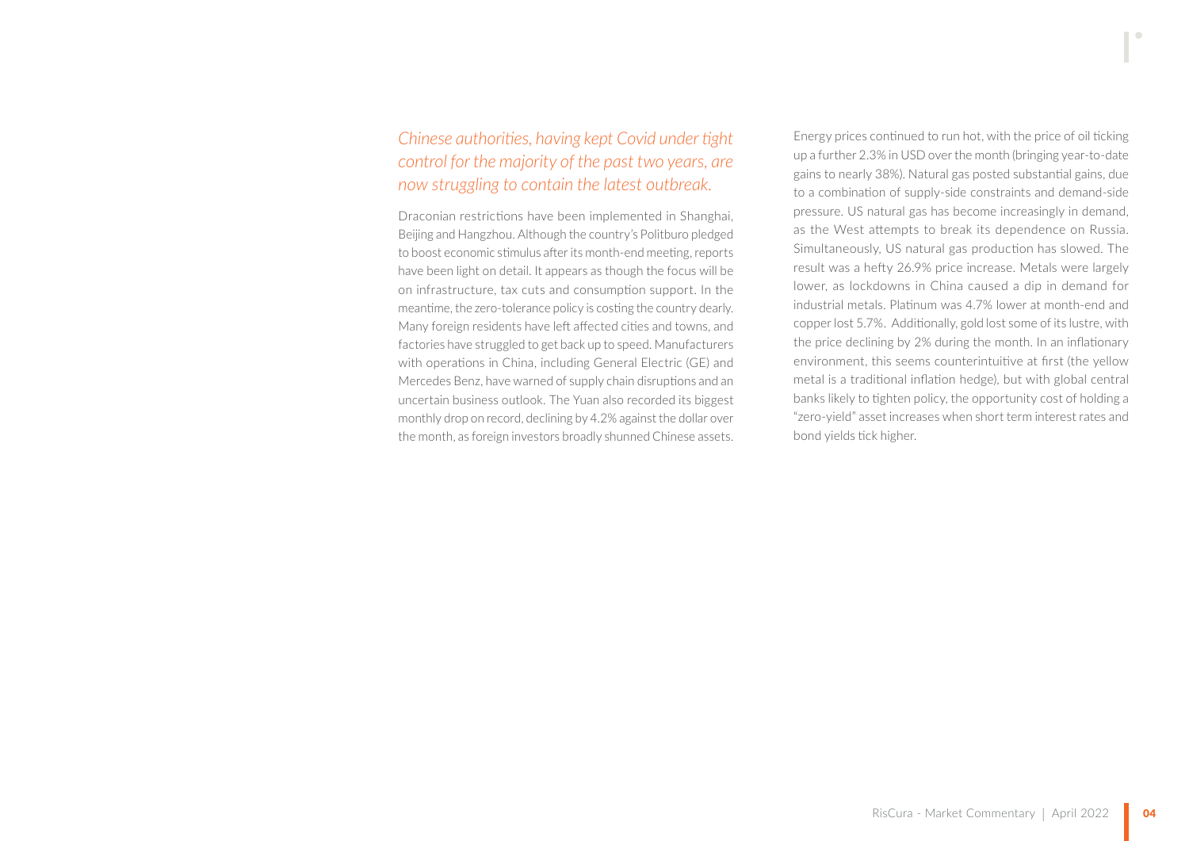*Chinese authorities, having kept Covid under tight control for the majority of the past two years, are now struggling to contain the latest outbreak.*

Draconian restrictions have been implemented in Shanghai, Beijing and Hangzhou. Although the country's Politburo pledged to boost economic stimulus after its month-end meeting, reports have been light on detail. It appears as though the focus will be on infrastructure, tax cuts and consumption support. In the meantime, the zero-tolerance policy is costing the country dearly. Many foreign residents have left affected cities and towns, and factories have struggled to get back up to speed. Manufacturers with operations in China, including General Electric (GE) and Mercedes Benz, have warned of supply chain disruptions and an uncertain business outlook. The Yuan also recorded its biggest monthly drop on record, declining by 4.2% against the dollar over the month, as foreign investors broadly shunned Chinese assets.

Energy prices continued to run hot, with the price of oil ticking up a further 2.3% in USD over the month (bringing year-to-date gains to nearly 38%). Natural gas posted substantial gains, due to a combination of supply-side constraints and demand-side pressure. US natural gas has become increasingly in demand, as the West attempts to break its dependence on Russia. Simultaneously, US natural gas production has slowed. The result was a hefty 26.9% price increase. Metals were largely lower, as lockdowns in China caused a dip in demand for industrial metals. Platinum was 4.7% lower at month-end and copper lost 5.7%. Additionally, gold lost some of its lustre, with the price declining by 2% during the month. In an inflationary environment, this seems counterintuitive at first (the yellow metal is a traditional inflation hedge), but with global central banks likely to tighten policy, the opportunity cost of holding a "zero-yield" asset increases when short term interest rates and bond yields tick higher.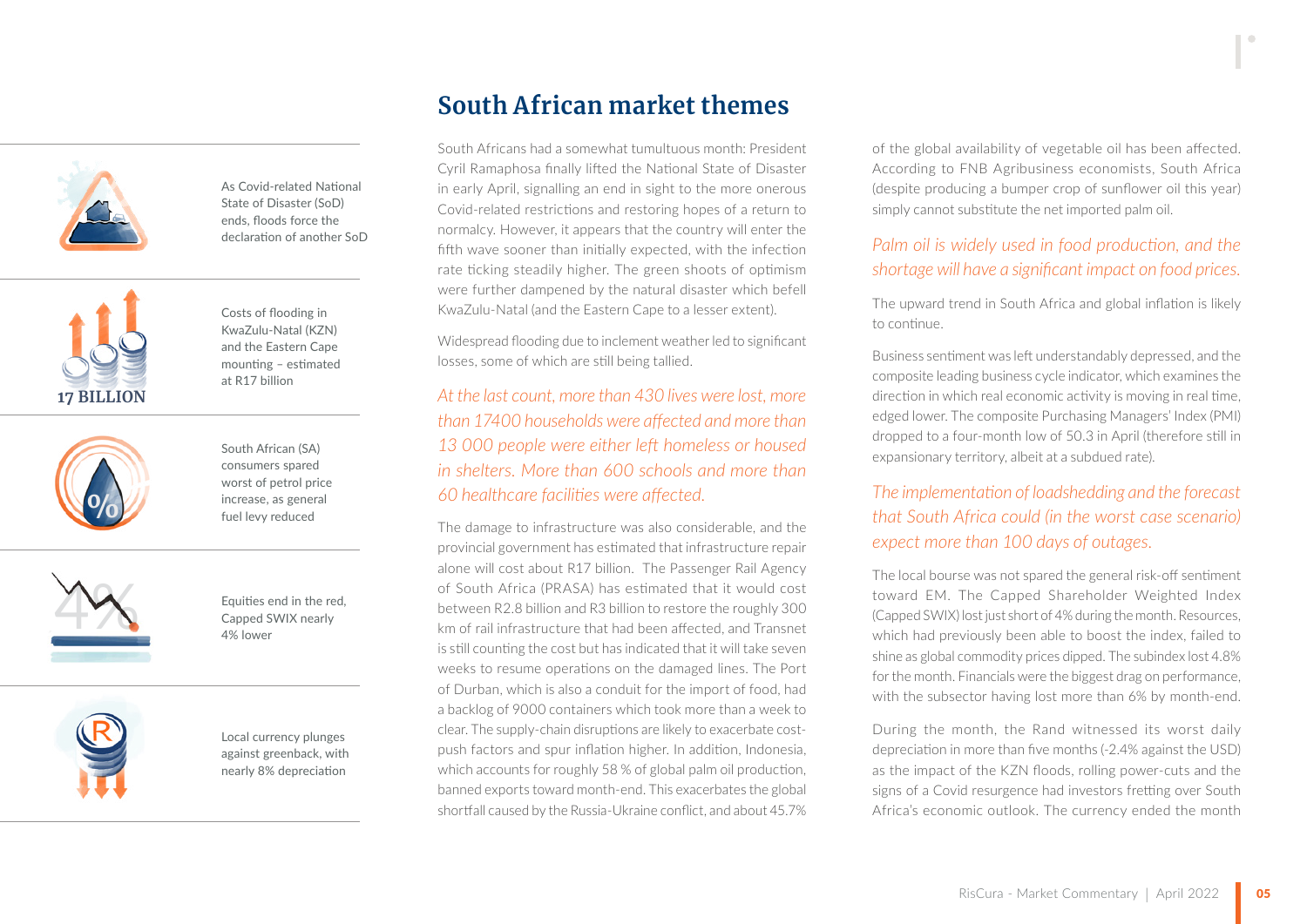# South African market themes

As Covid-related National State of Disaster (SoD) ends, floods force the declaration of another SoD

17 BILLION

Costs of flooding in KwaZulu-Natal (KZN) and the Eastern Cape mounting – estimated at R17 billion

South African (SA) consumers spared worst of petrol price increase, as general fuel levy reduced

Equities end in the red, Capped SWIX nearly 4% lower

Local currency plunges against greenback, with nearly 8% depreciation

South Africans had a somewhat tumultuous month: President Cyril Ramaphosa finally lifted the National State of Disaster in early April, signalling an end in sight to the more onerous Covid-related restrictions and restoring hopes of a return to normalcy. However, it appears that the country will enter the fifth wave sooner than initially expected, with the infection rate ticking steadily higher. The green shoots of optimism were further dampened by the natural disaster which befell KwaZulu-Natal (and the Eastern Cape to a lesser extent).

Widespread flooding due to inclement weather led to significant losses, some of which are still being tallied.

*At the last count, more than 430 lives were lost, more than 17400 households were affected and more than 13 000 people were either left homeless or housed in shelters. More than 600 schools and more than 60 healthcare facilities were affected.*

The damage to infrastructure was also considerable, and the provincial government has estimated that infrastructure repair alone will cost about R17 billion. The Passenger Rail Agency of South Africa (PRASA) has estimated that it would cost between R2.8 billion and R3 billion to restore the roughly 300 km of rail infrastructure that had been affected, and Transnet is still counting the cost but has indicated that it will take seven weeks to resume operations on the damaged lines. The Port of Durban, which is also a conduit for the import of food, had a backlog of 9000 containers which took more than a week to clear. The supply-chain disruptions are likely to exacerbate cost-push factors and spur inflation higher. In addition, Indonesia, which accounts for roughly 58 % of global palm oil production, banned exports toward month-end. This exacerbates the global shortfall caused by the Russia-Ukraine conflict, and about 45.7% of the global availability of vegetable oil has been affected. According to FNB Agribusiness economists, South Africa (despite producing a bumper crop of sunflower oil this year) simply cannot substitute the net imported palm oil.

*Palm oil is widely used in food production, and the shortage will have a significant impact on food prices.*

The upward trend in South Africa and global inflation is likely to continue.

Business sentiment was left understandably depressed, and the composite leading business cycle indicator, which examines the direction in which real economic activity is moving in real time, edged lower. The composite Purchasing Managers' Index (PMI) dropped to a four-month low of 50.3 in April (therefore still in expansionary territory, albeit at a subdued rate).

*The implementation of loadshedding and the forecast that South Africa could (in the worst case scenario) expect more than 100 days of outages.*

The local bourse was not spared the general risk-off sentiment toward EM. The Capped Shareholder Weighted Index (Capped SWIX) lost just short of 4% during the month. Resources, which had previously been able to boost the index, failed to shine as global commodity prices dipped. The subindex lost 4.8% for the month. Financials were the biggest drag on performance, with the subsector having lost more than 6% by month-end.

During the month, the Rand witnessed its worst daily depreciation in more than five months (-2.4% against the USD) as the impact of the KZN floods, rolling power-cuts and the signs of a Covid resurgence had investors fretting over South Africa's economic outlook. The currency ended the month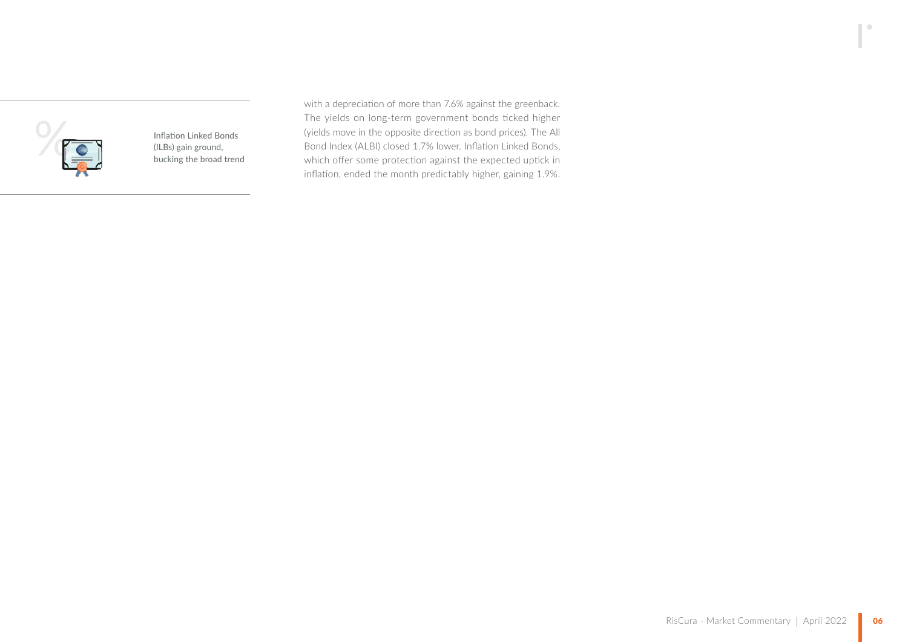Inflation Linked Bonds (ILBs) gain ground, bucking the broad trend

with a depreciation of more than 7.6% against the greenback. The yields on long-term government bonds ticked higher (yields move in the opposite direction as bond prices). The All Bond Index (ALBI) closed 1.7% lower. Inflation Linked Bonds, which offer some protection against the expected uptick in inflation, ended the month predictably higher, gaining 1.9%.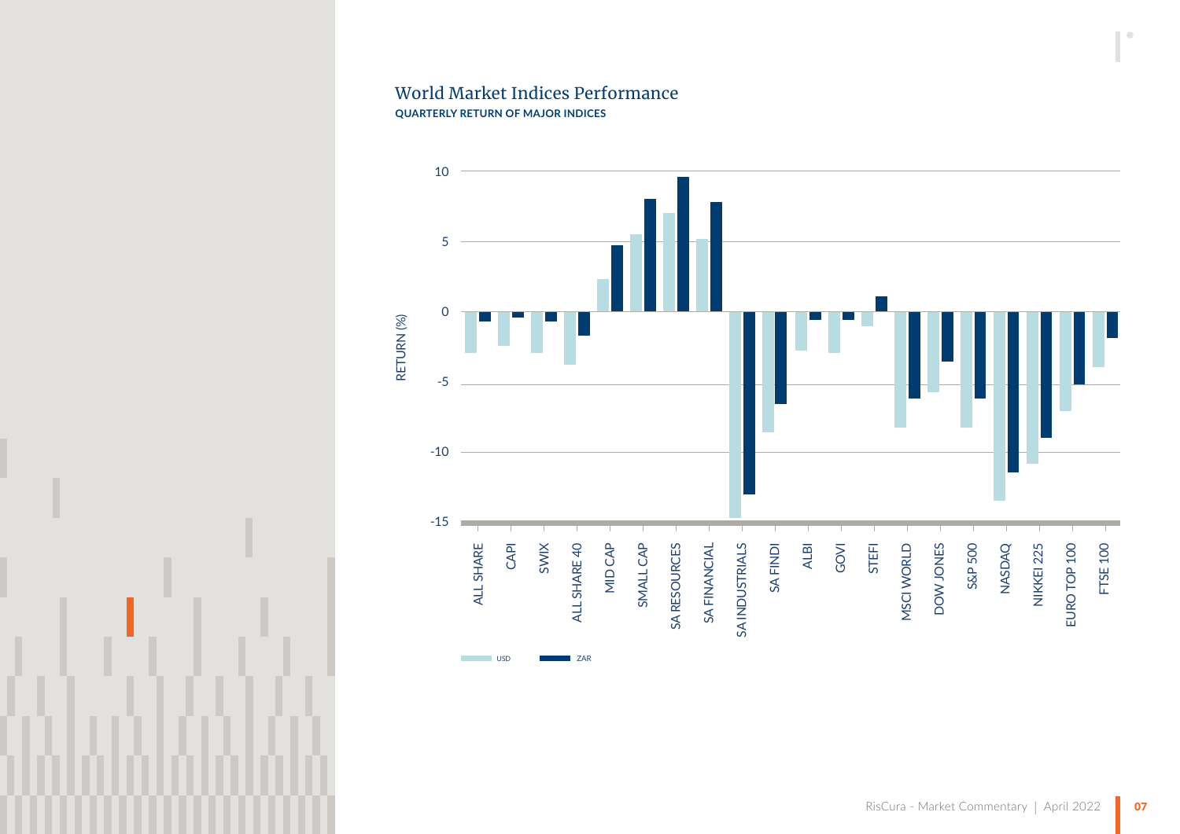## World Market Indices Performance

**QUARTERLY RETURN OF MAJOR INDICES**

RETURN (%)

10
5
0
-5
-10
-15

ALL SHARE, CAPI, SWIX, ALL SHARE 40, MID CAP, SMALL CAP, SA RESOURCES, SA FINANCIAL, SA INDUSTRIALS, SA FINDI, ALBI, GOVI, STEFI, MSCI WORLD, DOW JONES, S&P 500, NASDAQ, NIKKEI 225, EURO TOP 100, FTSE 100

USD ZAR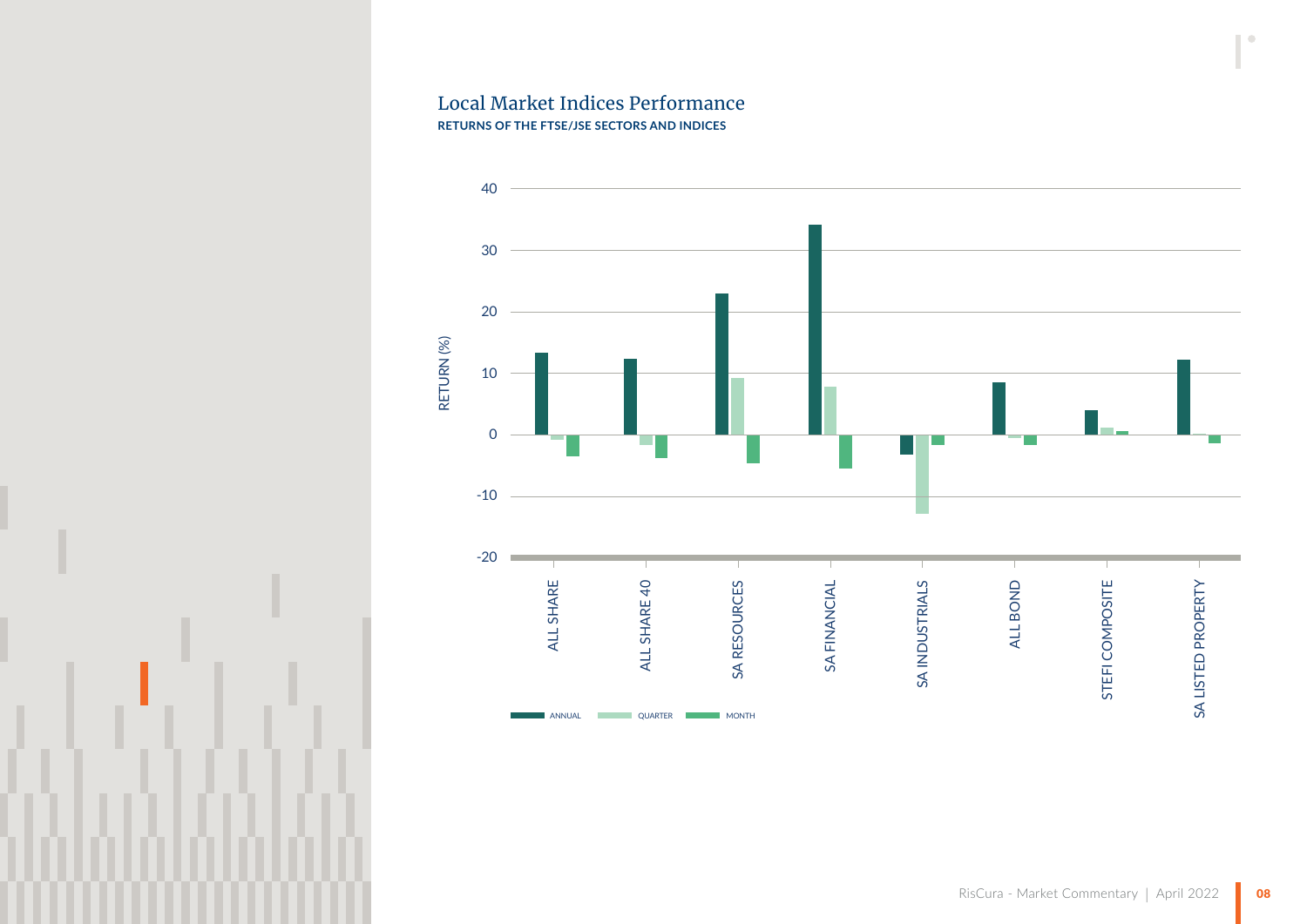## Local Market Indices Performance

**RETURNS OF THE FTSE/JSE SECTORS AND INDICES**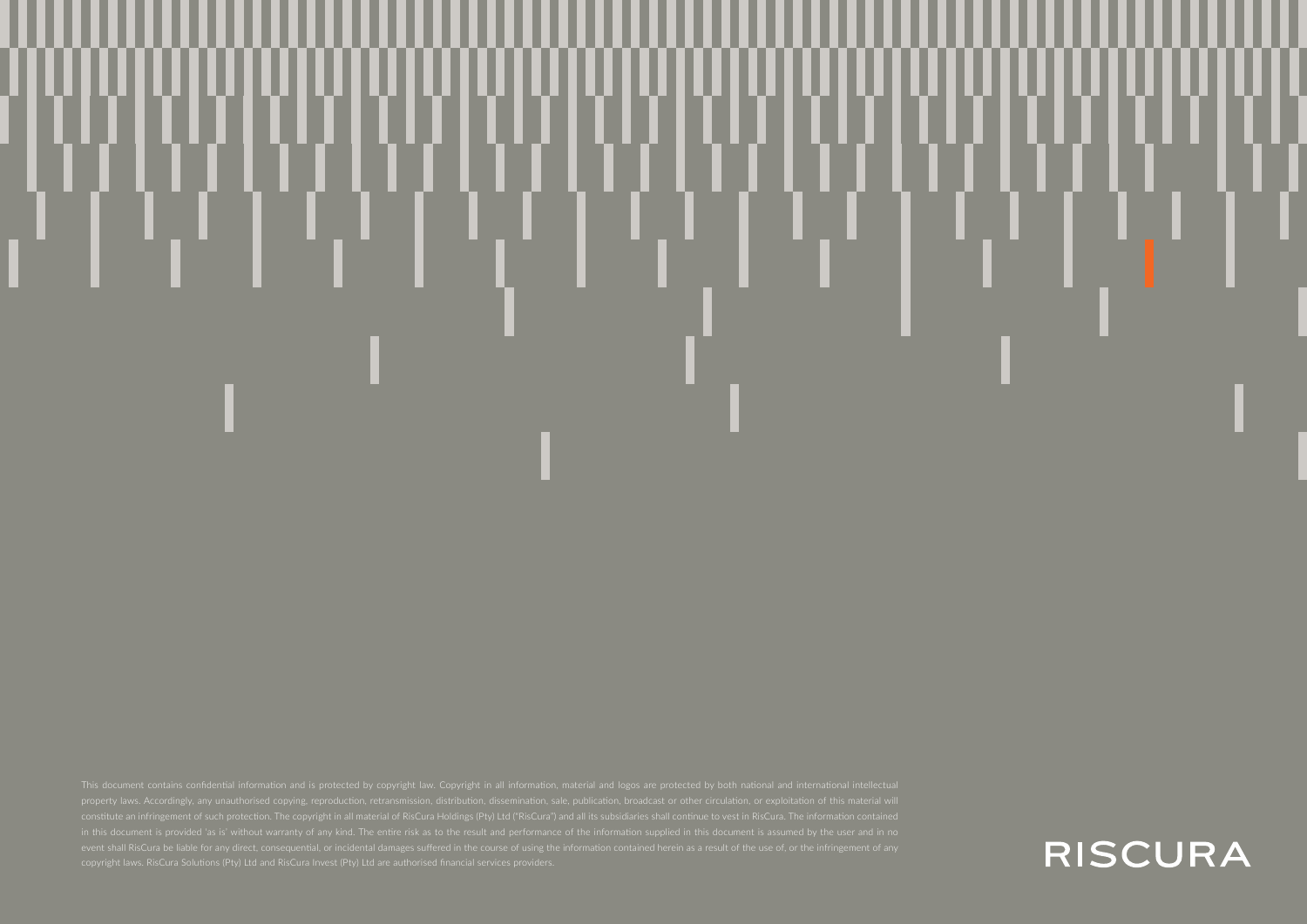This document contains confidential information and is protected by copyright law. Copyright in all information, material and logos are protected by both national and international intellectual property laws. Accordingly, any unauthorised copying, reproduction, retransmission, distribution, dissemination, sale, publication, broadcast or other circulation, or exploitation of this material will constitute an infringement of such protection. The copyright in all material of RisCura Holdings (Pty) Ltd ("RisCura") and all its subsidiaries shall continue to vest in RisCura. The information contained in this document is provided 'as is' without warranty of any kind. The entire risk as to the result and performance of the information supplied in this document is assumed by the user and in no event shall RisCura be liable for any direct, consequential, or incidental damages suffered in the course of using the information contained herein as a result of the use of, or the infringement of any copyright laws. RisCura Solutions (Pty) Ltd and RisCura Invest (Pty) Ltd are authorised financial services providers.

RISCURA